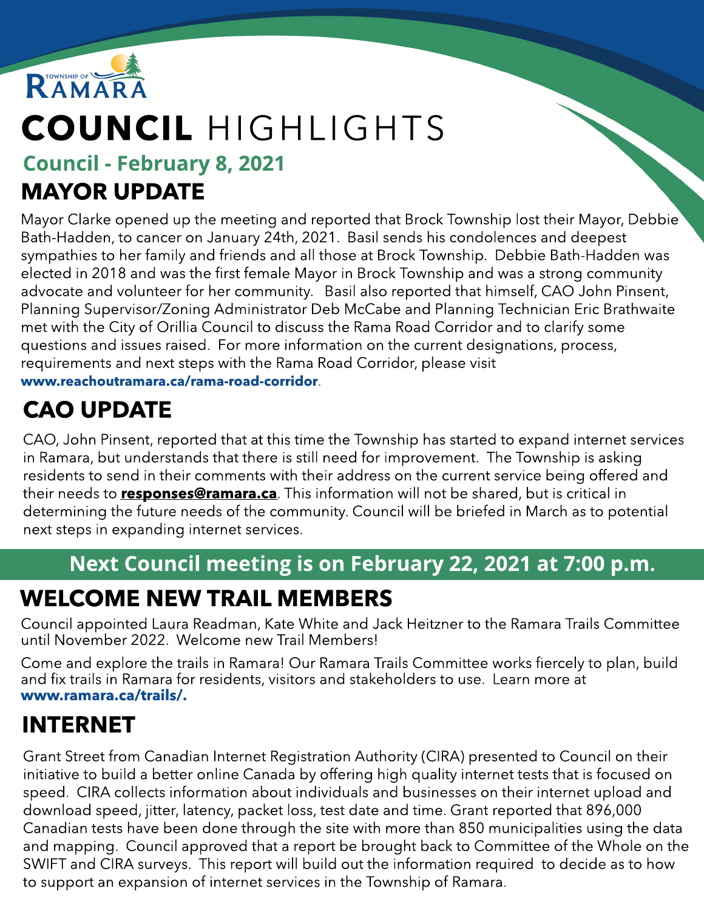TOWNSHIP OF RAMARA

# COUNCIL HIGHLIGHTS

## Council - February 8, 2021

## MAYOR UPDATE

Mayor Clarke opened up the meeting and reported that Brock Township lost their Mayor, Debbie Bath-Hadden, to cancer on January 24th, 2021. Basil sends his condolences and deepest sympathies to her family and friends and all those at Brock Township. Debbie Bath-Hadden was elected in 2018 and was the first female Mayor in Brock Township and was a strong community advocate and volunteer for her community. Basil also reported that himself, CAO John Pinsent, Planning Supervisor/Zoning Administrator Deb McCabe and Planning Technician Eric Brathwaite met with the City of Orillia Council to discuss the Rama Road Corridor and to clarify some questions and issues raised. For more information on the current designations, process, requirements and next steps with the Rama Road Corridor, please visit **www.reachoutramara.ca/rama-road-corridor**.

## CAO UPDATE

CAO, John Pinsent, reported that at this time the Township has started to expand internet services in Ramara, but understands that there is still need for improvement. The Township is asking residents to send in their comments with their address on the current service being offered and their needs to **responses@ramara.ca**. This information will not be shared, but is critical in determining the future needs of the community. Council will be briefed in March as to potential next steps in expanding internet services.

**Next Council meeting is on February 22, 2021 at 7:00 p.m.**

## WELCOME NEW TRAIL MEMBERS

Council appointed Laura Readman, Kate White and Jack Heitzner to the Ramara Trails Committee until November 2022. Welcome new Trail Members!

Come and explore the trails in Ramara! Our Ramara Trails Committee works fiercely to plan, build and fix trails in Ramara for residents, visitors and stakeholders to use. Learn more at **www.ramara.ca/trails/.**

## INTERNET

Grant Street from Canadian Internet Registration Authority (CIRA) presented to Council on their initiative to build a better online Canada by offering high quality internet tests that is focused on speed. CIRA collects information about individuals and businesses on their internet upload and download speed, jitter, latency, packet loss, test date and time. Grant reported that 896,000 Canadian tests have been done through the site with more than 850 municipalities using the data and mapping. Council approved that a report be brought back to Committee of the Whole on the SWIFT and CIRA surveys. This report will build out the information required to decide as to how to support an expansion of internet services in the Township of Ramara.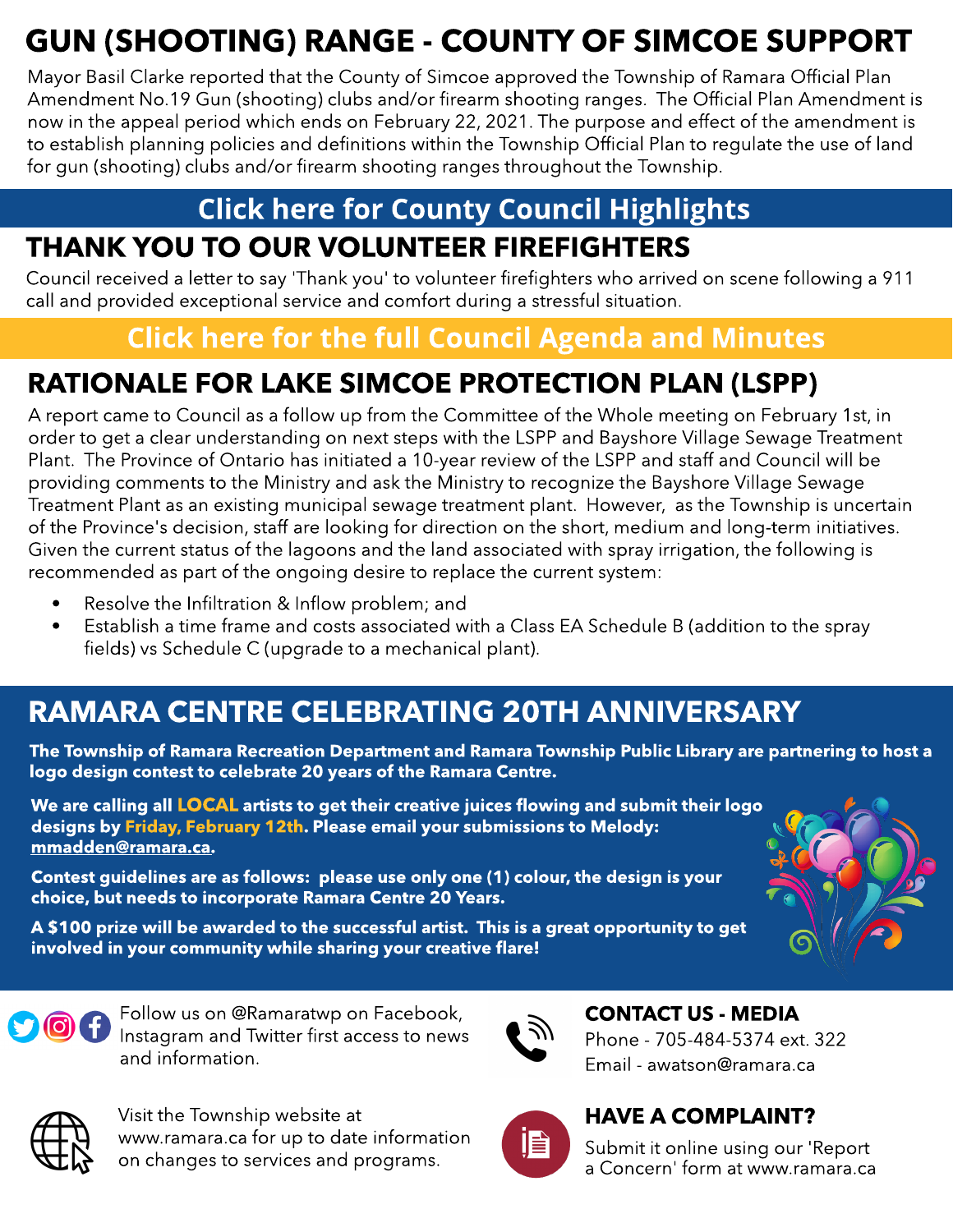## GUN (SHOOTING) RANGE - COUNTY OF SIMCOE SUPPORT

Mayor Basil Clarke reported that the County of Simcoe approved the Township of Ramara Official Plan Amendment No.19 Gun (shooting) clubs and/or firearm shooting ranges. The Official Plan Amendment is now in the appeal period which ends on February 22, 2021. The purpose and effect of the amendment is to establish planning policies and definitions within the Township Official Plan to regulate the use of land for gun (shooting) clubs and/or firearm shooting ranges throughout the Township.

**Click here for County Council Highlights**

## THANK YOU TO OUR VOLUNTEER FIREFIGHTERS

Council received a letter to say 'Thank you' to volunteer firefighters who arrived on scene following a 911 call and provided exceptional service and comfort during a stressful situation.

**Click here for the full Council Agenda and Minutes**

## RATIONALE FOR LAKE SIMCOE PROTECTION PLAN (LSPP)

A report came to Council as a follow up from the Committee of the Whole meeting on February 1st, in order to get a clear understanding on next steps with the LSPP and Bayshore Village Sewage Treatment Plant. The Province of Ontario has initiated a 10-year review of the LSPP and staff and Council will be providing comments to the Ministry and ask the Ministry to recognize the Bayshore Village Sewage Treatment Plant as an existing municipal sewage treatment plant. However, as the Township is uncertain of the Province's decision, staff are looking for direction on the short, medium and long-term initiatives. Given the current status of the lagoons and the land associated with spray irrigation, the following is recommended as part of the ongoing desire to replace the current system:

- Resolve the Infiltration & Inflow problem; and
- Establish a time frame and costs associated with a Class EA Schedule B (addition to the spray fields) vs Schedule C (upgrade to a mechanical plant).

## RAMARA CENTRE CELEBRATING 20TH ANNIVERSARY

**The Township of Ramara Recreation Department and Ramara Township Public Library are partnering to host a logo design contest to celebrate 20 years of the Ramara Centre.**

**We are calling all LOCAL artists to get their creative juices flowing and submit their logo designs by Friday, February 12th. Please email your submissions to Melody: mmadden@ramara.ca.**

**Contest guidelines are as follows: please use only one (1) colour, the design is your choice, but needs to incorporate Ramara Centre 20 Years.**

**A $100 prize will be awarded to the successful artist. This is a great opportunity to get involved in your community while sharing your creative flare!**

Follow us on @Ramaratwp on Facebook, Instagram and Twitter first access to news and information.

**CONTACT US - MEDIA**
Phone - 705-484-5374 ext. 322
Email - awatson@ramara.ca

Visit the Township website at www.ramara.ca for up to date information on changes to services and programs.

**HAVE A COMPLAINT?**
Submit it online using our 'Report a Concern' form at www.ramara.ca